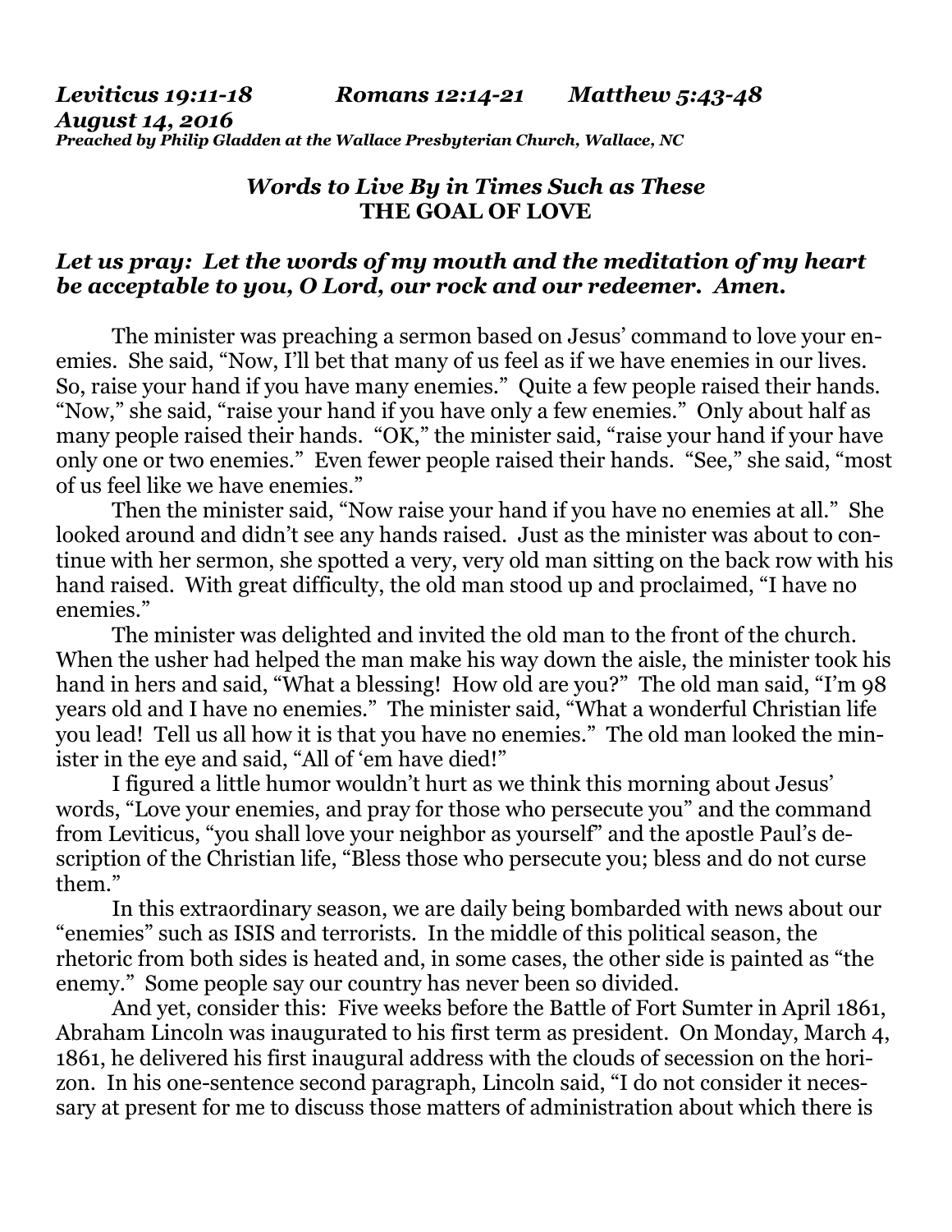***Leviticus 19:11-18 Romans 12:14-21 Matthew 5:43-48***
***August 14, 2016***
***Preached by Philip Gladden at the Wallace Presbyterian Church, Wallace, NC***

## *Words to Live By in Times Such as These*
## THE GOAL OF LOVE

***Let us pray: Let the words of my mouth and the meditation of my heart be acceptable to you, O Lord, our rock and our redeemer. Amen.***

The minister was preaching a sermon based on Jesus' command to love your enemies. She said, "Now, I'll bet that many of us feel as if we have enemies in our lives. So, raise your hand if you have many enemies." Quite a few people raised their hands. "Now," she said, "raise your hand if you have only a few enemies." Only about half as many people raised their hands. "OK," the minister said, "raise your hand if your have only one or two enemies." Even fewer people raised their hands. "See," she said, "most of us feel like we have enemies."

Then the minister said, "Now raise your hand if you have no enemies at all." She looked around and didn't see any hands raised. Just as the minister was about to continue with her sermon, she spotted a very, very old man sitting on the back row with his hand raised. With great difficulty, the old man stood up and proclaimed, "I have no enemies."

The minister was delighted and invited the old man to the front of the church. When the usher had helped the man make his way down the aisle, the minister took his hand in hers and said, "What a blessing! How old are you?" The old man said, "I'm 98 years old and I have no enemies." The minister said, "What a wonderful Christian life you lead! Tell us all how it is that you have no enemies." The old man looked the minister in the eye and said, "All of 'em have died!"

I figured a little humor wouldn't hurt as we think this morning about Jesus' words, "Love your enemies, and pray for those who persecute you" and the command from Leviticus, "you shall love your neighbor as yourself" and the apostle Paul's description of the Christian life, "Bless those who persecute you; bless and do not curse them."

In this extraordinary season, we are daily being bombarded with news about our "enemies" such as ISIS and terrorists. In the middle of this political season, the rhetoric from both sides is heated and, in some cases, the other side is painted as "the enemy." Some people say our country has never been so divided.

And yet, consider this: Five weeks before the Battle of Fort Sumter in April 1861, Abraham Lincoln was inaugurated to his first term as president. On Monday, March 4, 1861, he delivered his first inaugural address with the clouds of secession on the horizon. In his one-sentence second paragraph, Lincoln said, "I do not consider it necessary at present for me to discuss those matters of administration about which there is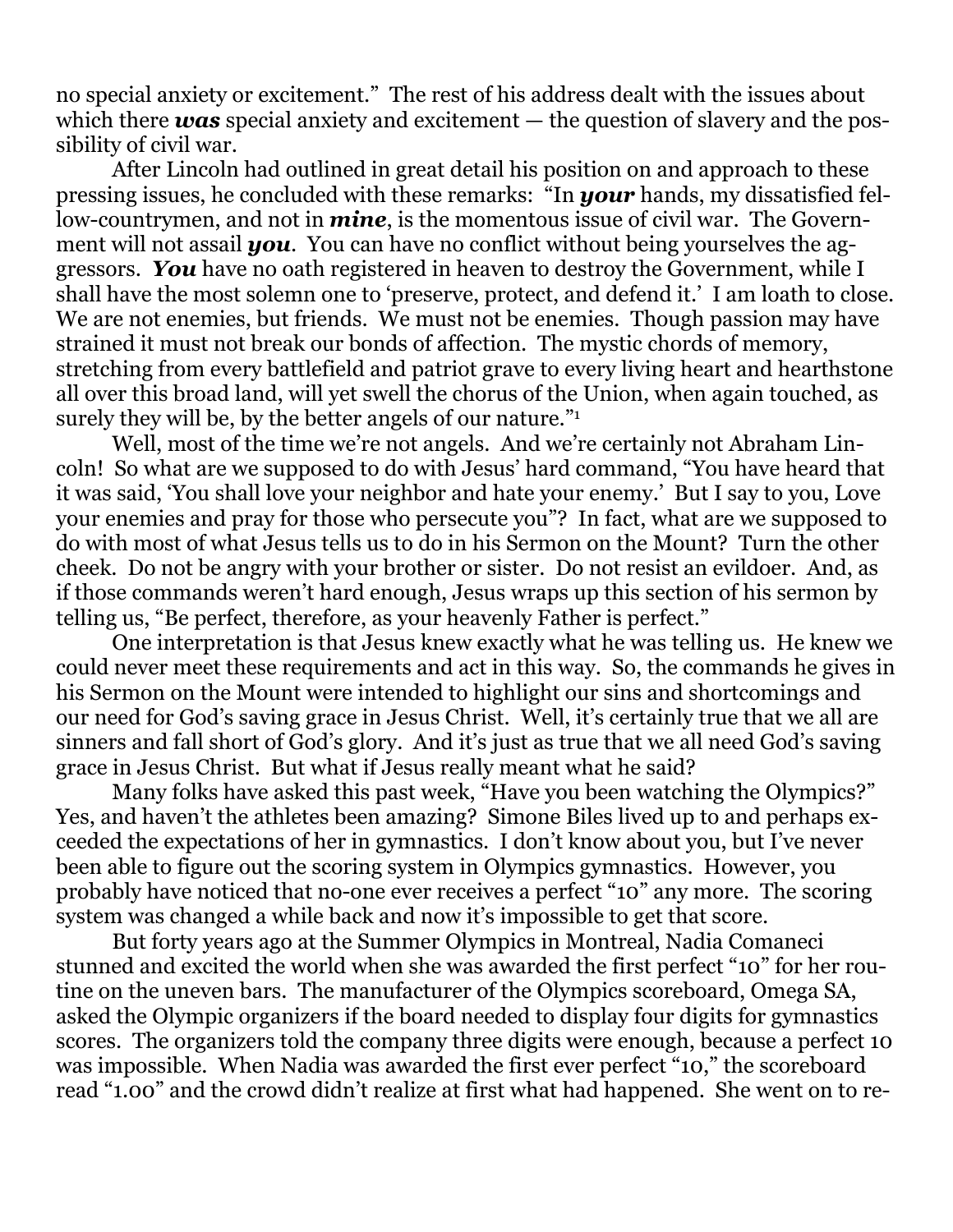no special anxiety or excitement." The rest of his address dealt with the issues about which there ***was*** special anxiety and excitement — the question of slavery and the possibility of civil war.

After Lincoln had outlined in great detail his position on and approach to these pressing issues, he concluded with these remarks: "In ***your*** hands, my dissatisfied fellow-countrymen, and not in ***mine***, is the momentous issue of civil war. The Government will not assail ***you***. You can have no conflict without being yourselves the aggressors. ***You*** have no oath registered in heaven to destroy the Government, while I shall have the most solemn one to 'preserve, protect, and defend it.' I am loath to close. We are not enemies, but friends. We must not be enemies. Though passion may have strained it must not break our bonds of affection. The mystic chords of memory, stretching from every battlefield and patriot grave to every living heart and hearthstone all over this broad land, will yet swell the chorus of the Union, when again touched, as surely they will be, by the better angels of our nature."[1]

Well, most of the time we're not angels. And we're certainly not Abraham Lincoln! So what are we supposed to do with Jesus' hard command, "You have heard that it was said, 'You shall love your neighbor and hate your enemy.' But I say to you, Love your enemies and pray for those who persecute you"? In fact, what are we supposed to do with most of what Jesus tells us to do in his Sermon on the Mount? Turn the other cheek. Do not be angry with your brother or sister. Do not resist an evildoer. And, as if those commands weren't hard enough, Jesus wraps up this section of his sermon by telling us, "Be perfect, therefore, as your heavenly Father is perfect."

One interpretation is that Jesus knew exactly what he was telling us. He knew we could never meet these requirements and act in this way. So, the commands he gives in his Sermon on the Mount were intended to highlight our sins and shortcomings and our need for God's saving grace in Jesus Christ. Well, it's certainly true that we all are sinners and fall short of God's glory. And it's just as true that we all need God's saving grace in Jesus Christ. But what if Jesus really meant what he said?

Many folks have asked this past week, "Have you been watching the Olympics?" Yes, and haven't the athletes been amazing? Simone Biles lived up to and perhaps exceeded the expectations of her in gymnastics. I don't know about you, but I've never been able to figure out the scoring system in Olympics gymnastics. However, you probably have noticed that no-one ever receives a perfect "10" any more. The scoring system was changed a while back and now it's impossible to get that score.

But forty years ago at the Summer Olympics in Montreal, Nadia Comaneci stunned and excited the world when she was awarded the first perfect "10" for her routine on the uneven bars. The manufacturer of the Olympics scoreboard, Omega SA, asked the Olympic organizers if the board needed to display four digits for gymnastics scores. The organizers told the company three digits were enough, because a perfect 10 was impossible. When Nadia was awarded the first ever perfect "10," the scoreboard read "1.00" and the crowd didn't realize at first what had happened. She went on to re-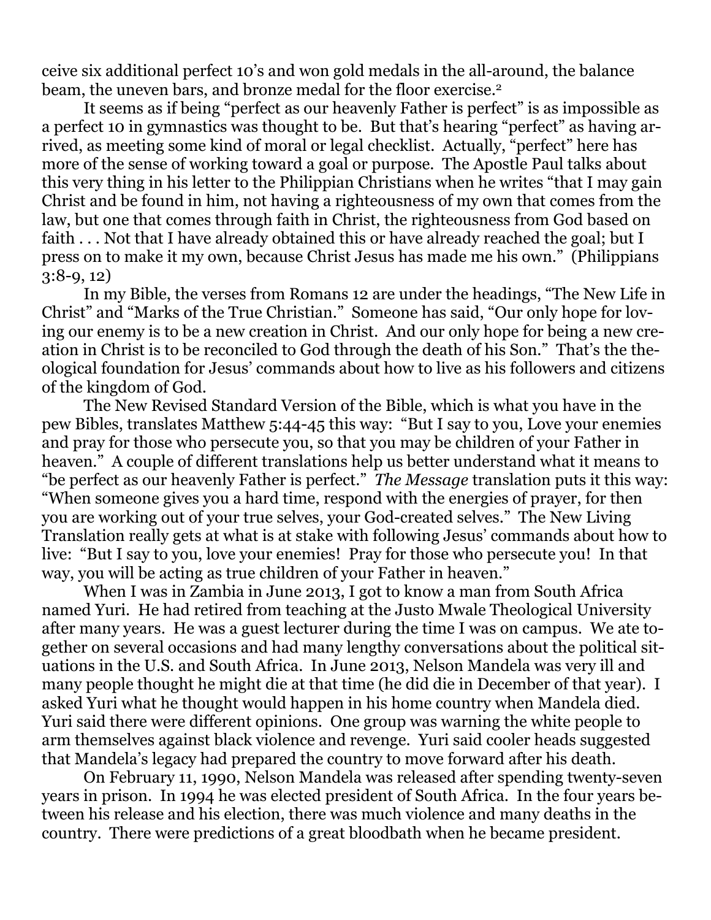ceive six additional perfect 10's and won gold medals in the all-around, the balance beam, the uneven bars, and bronze medal for the floor exercise.[2]

It seems as if being "perfect as our heavenly Father is perfect" is as impossible as a perfect 10 in gymnastics was thought to be. But that's hearing "perfect" as having arrived, as meeting some kind of moral or legal checklist. Actually, "perfect" here has more of the sense of working toward a goal or purpose. The Apostle Paul talks about this very thing in his letter to the Philippian Christians when he writes "that I may gain Christ and be found in him, not having a righteousness of my own that comes from the law, but one that comes through faith in Christ, the righteousness from God based on faith . . . Not that I have already obtained this or have already reached the goal; but I press on to make it my own, because Christ Jesus has made me his own." (Philippians 3:8-9, 12)

In my Bible, the verses from Romans 12 are under the headings, "The New Life in Christ" and "Marks of the True Christian." Someone has said, "Our only hope for loving our enemy is to be a new creation in Christ. And our only hope for being a new creation in Christ is to be reconciled to God through the death of his Son." That's the theological foundation for Jesus' commands about how to live as his followers and citizens of the kingdom of God.

The New Revised Standard Version of the Bible, which is what you have in the pew Bibles, translates Matthew 5:44-45 this way: "But I say to you, Love your enemies and pray for those who persecute you, so that you may be children of your Father in heaven." A couple of different translations help us better understand what it means to "be perfect as our heavenly Father is perfect." *The Message* translation puts it this way: "When someone gives you a hard time, respond with the energies of prayer, for then you are working out of your true selves, your God-created selves." The New Living Translation really gets at what is at stake with following Jesus' commands about how to live: "But I say to you, love your enemies! Pray for those who persecute you! In that way, you will be acting as true children of your Father in heaven."

When I was in Zambia in June 2013, I got to know a man from South Africa named Yuri. He had retired from teaching at the Justo Mwale Theological University after many years. He was a guest lecturer during the time I was on campus. We ate together on several occasions and had many lengthy conversations about the political situations in the U.S. and South Africa. In June 2013, Nelson Mandela was very ill and many people thought he might die at that time (he did die in December of that year). I asked Yuri what he thought would happen in his home country when Mandela died. Yuri said there were different opinions. One group was warning the white people to arm themselves against black violence and revenge. Yuri said cooler heads suggested that Mandela's legacy had prepared the country to move forward after his death.

On February 11, 1990, Nelson Mandela was released after spending twenty-seven years in prison. In 1994 he was elected president of South Africa. In the four years between his release and his election, there was much violence and many deaths in the country. There were predictions of a great bloodbath when he became president.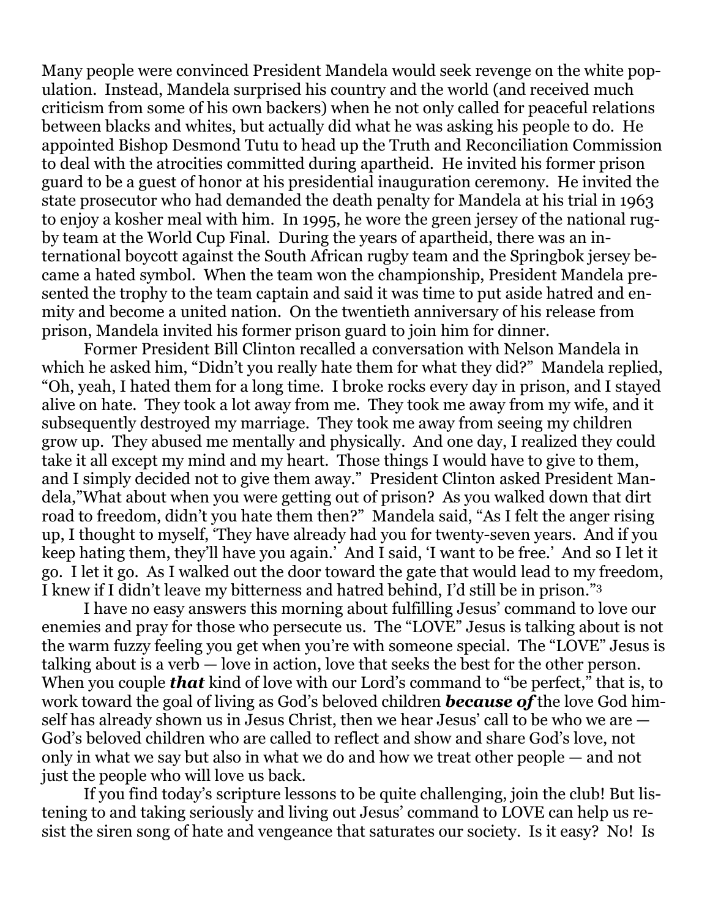Many people were convinced President Mandela would seek revenge on the white population. Instead, Mandela surprised his country and the world (and received much criticism from some of his own backers) when he not only called for peaceful relations between blacks and whites, but actually did what he was asking his people to do. He appointed Bishop Desmond Tutu to head up the Truth and Reconciliation Commission to deal with the atrocities committed during apartheid. He invited his former prison guard to be a guest of honor at his presidential inauguration ceremony. He invited the state prosecutor who had demanded the death penalty for Mandela at his trial in 1963 to enjoy a kosher meal with him. In 1995, he wore the green jersey of the national rugby team at the World Cup Final. During the years of apartheid, there was an international boycott against the South African rugby team and the Springbok jersey became a hated symbol. When the team won the championship, President Mandela presented the trophy to the team captain and said it was time to put aside hatred and enmity and become a united nation. On the twentieth anniversary of his release from prison, Mandela invited his former prison guard to join him for dinner.

Former President Bill Clinton recalled a conversation with Nelson Mandela in which he asked him, "Didn't you really hate them for what they did?" Mandela replied, "Oh, yeah, I hated them for a long time. I broke rocks every day in prison, and I stayed alive on hate. They took a lot away from me. They took me away from my wife, and it subsequently destroyed my marriage. They took me away from seeing my children grow up. They abused me mentally and physically. And one day, I realized they could take it all except my mind and my heart. Those things I would have to give to them, and I simply decided not to give them away." President Clinton asked President Mandela,"What about when you were getting out of prison? As you walked down that dirt road to freedom, didn't you hate them then?" Mandela said, "As I felt the anger rising up, I thought to myself, 'They have already had you for twenty-seven years. And if you keep hating them, they'll have you again.' And I said, 'I want to be free.' And so I let it go. I let it go. As I walked out the door toward the gate that would lead to my freedom, I knew if I didn't leave my bitterness and hatred behind, I'd still be in prison."[3]

I have no easy answers this morning about fulfilling Jesus' command to love our enemies and pray for those who persecute us. The "LOVE" Jesus is talking about is not the warm fuzzy feeling you get when you're with someone special. The "LOVE" Jesus is talking about is a verb — love in action, love that seeks the best for the other person. When you couple ***that*** kind of love with our Lord's command to "be perfect," that is, to work toward the goal of living as God's beloved children ***because of*** the love God himself has already shown us in Jesus Christ, then we hear Jesus' call to be who we are — God's beloved children who are called to reflect and show and share God's love, not only in what we say but also in what we do and how we treat other people — and not just the people who will love us back.

If you find today's scripture lessons to be quite challenging, join the club! But listening to and taking seriously and living out Jesus' command to LOVE can help us resist the siren song of hate and vengeance that saturates our society. Is it easy? No! Is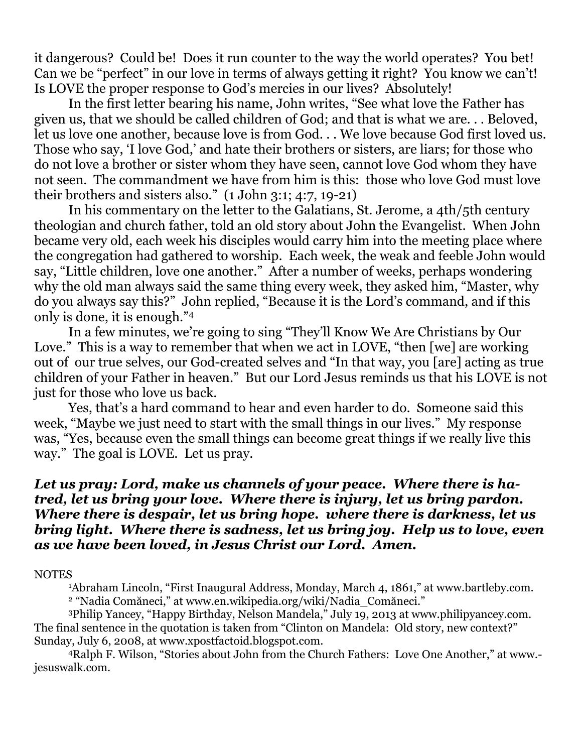it dangerous? Could be! Does it run counter to the way the world operates? You bet! Can we be "perfect" in our love in terms of always getting it right? You know we can't! Is LOVE the proper response to God's mercies in our lives? Absolutely!

In the first letter bearing his name, John writes, "See what love the Father has given us, that we should be called children of God; and that is what we are. . . Beloved, let us love one another, because love is from God. . . We love because God first loved us. Those who say, 'I love God,' and hate their brothers or sisters, are liars; for those who do not love a brother or sister whom they have seen, cannot love God whom they have not seen. The commandment we have from him is this: those who love God must love their brothers and sisters also." (1 John 3:1; 4:7, 19-21)

In his commentary on the letter to the Galatians, St. Jerome, a 4th/5th century theologian and church father, told an old story about John the Evangelist. When John became very old, each week his disciples would carry him into the meeting place where the congregation had gathered to worship. Each week, the weak and feeble John would say, "Little children, love one another." After a number of weeks, perhaps wondering why the old man always said the same thing every week, they asked him, "Master, why do you always say this?" John replied, "Because it is the Lord's command, and if this only is done, it is enough."[4]

In a few minutes, we're going to sing "They'll Know We Are Christians by Our Love." This is a way to remember that when we act in LOVE, "then [we] are working out of our true selves, our God-created selves and "In that way, you [are] acting as true children of your Father in heaven." But our Lord Jesus reminds us that his LOVE is not just for those who love us back.

Yes, that's a hard command to hear and even harder to do. Someone said this week, "Maybe we just need to start with the small things in our lives." My response was, "Yes, because even the small things can become great things if we really live this way." The goal is LOVE. Let us pray.

***Let us pray: Lord, make us channels of your peace. Where there is hatred, let us bring your love. Where there is injury, let us bring pardon. Where there is despair, let us bring hope. where there is darkness, let us bring light. Where there is sadness, let us bring joy. Help us to love, even as we have been loved, in Jesus Christ our Lord. Amen.***

NOTES

[1]Abraham Lincoln, "First Inaugural Address, Monday, March 4, 1861," at www.bartleby.com.

[2] "Nadia Comăneci," at www.en.wikipedia.org/wiki/Nadia_Comăneci."

[3]Philip Yancey, "Happy Birthday, Nelson Mandela," July 19, 2013 at www.philipyancey.com. The final sentence in the quotation is taken from "Clinton on Mandela: Old story, new context?" Sunday, July 6, 2008, at www.xpostfactoid.blogspot.com.

[4]Ralph F. Wilson, "Stories about John from the Church Fathers: Love One Another," at www.-jesuswalk.com.